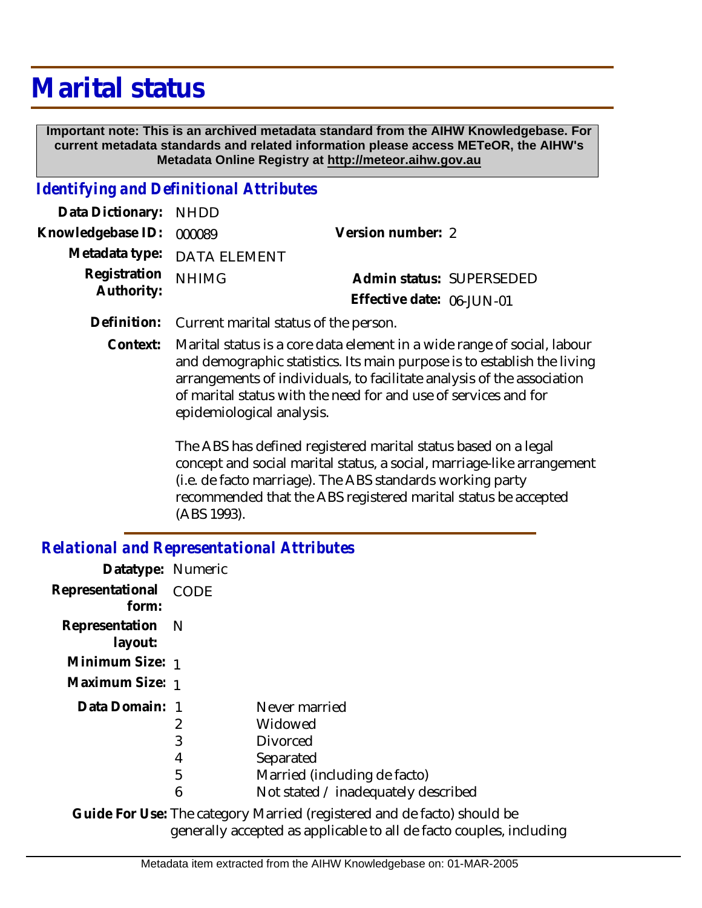# Marital status

**Important note: This is an archived metadata standard from the AIHW Knowledgebase. For current metadata standards and related information please access METeOR, the AIHW's Metadata Online Registry at http://meteor.aihw.gov.au**

## *Identifying and Definitional Attributes*

| | | | |
|---|---|---|---|
| **Data Dictionary:** | NHDD | | |
| **Knowledgebase ID:** | 000089 | **Version number:** | 2 |
| **Metadata type:** | DATA ELEMENT | | |
| **Registration Authority:** | NHIMG | **Admin status:** | SUPERSEDED |
| | | **Effective date:** | 06-JUN-01 |

**Definition:** Current marital status of the person.

**Context:** Marital status is a core data element in a wide range of social, labour and demographic statistics. Its main purpose is to establish the living arrangements of individuals, to facilitate analysis of the association of marital status with the need for and use of services and for epidemiological analysis.

The ABS has defined registered marital status based on a legal concept and social marital status, a social, marriage-like arrangement (i.e. de facto marriage). The ABS standards working party recommended that the ABS registered marital status be accepted (ABS 1993).

## *Relational and Representational Attributes*

**Datatype:** Numeric

**Representational form:** CODE

**Representation layout:** N

**Minimum Size:** 1

**Maximum Size:** 1

**Data Domain:**

| | |
|---|---|
| 1 | Never married |
| 2 | Widowed |
| 3 | Divorced |
| 4 | Separated |
| 5 | Married (including de facto) |
| 6 | Not stated / inadequately described |

**Guide For Use:** The category Married (registered and de facto) should be generally accepted as applicable to all de facto couples, including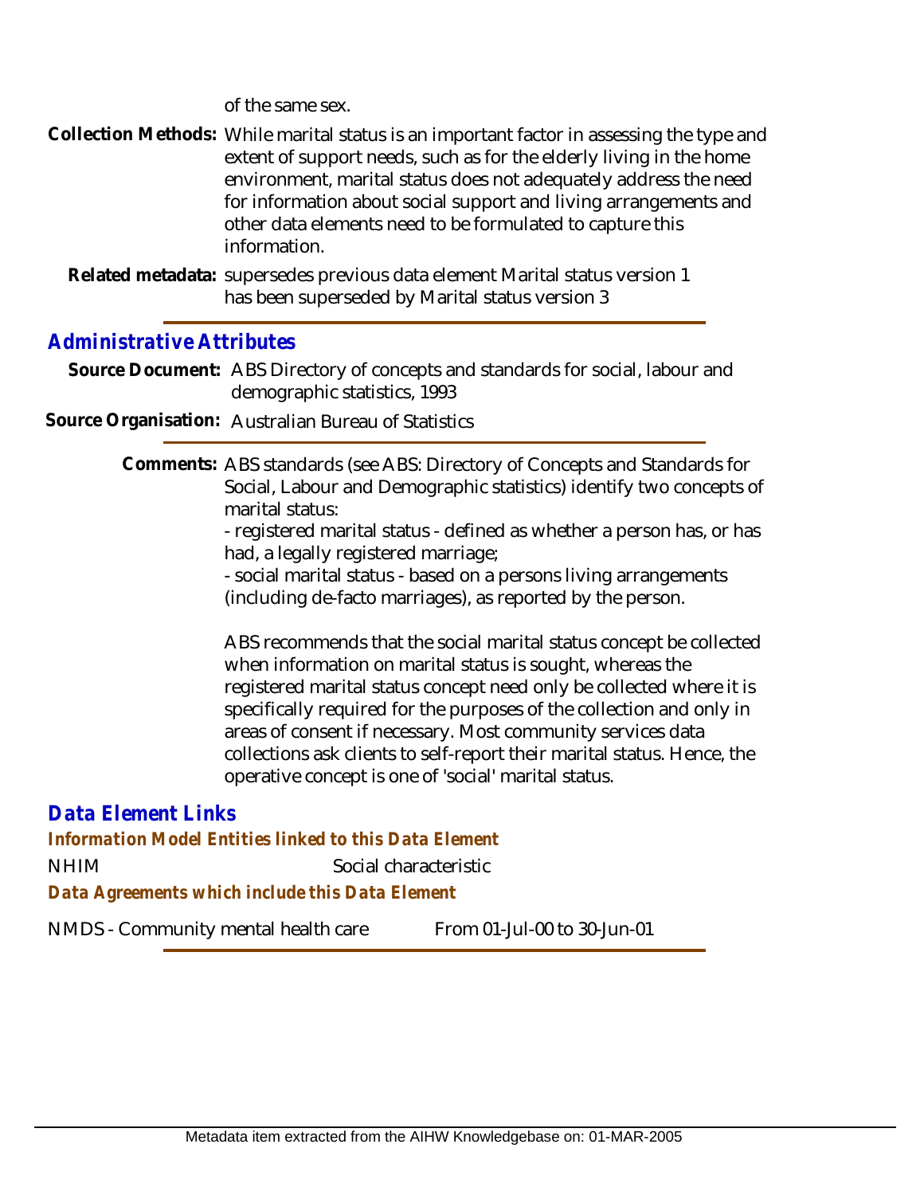of the same sex.

**Collection Methods:** While marital status is an important factor in assessing the type and extent of support needs, such as for the elderly living in the home environment, marital status does not adequately address the need for information about social support and living arrangements and other data elements need to be formulated to capture this information.

**Related metadata:** supersedes previous data element Marital status version 1
has been superseded by Marital status version 3

## Administrative Attributes

**Source Document:** ABS Directory of concepts and standards for social, labour and demographic statistics, 1993

**Source Organisation:** Australian Bureau of Statistics

**Comments:** ABS standards (see ABS: Directory of Concepts and Standards for Social, Labour and Demographic statistics) identify two concepts of marital status:

- registered marital status - defined as whether a person has, or has had, a legally registered marriage;
- social marital status - based on a persons living arrangements (including de-facto marriages), as reported by the person.

ABS recommends that the social marital status concept be collected when information on marital status is sought, whereas the registered marital status concept need only be collected where it is specifically required for the purposes of the collection and only in areas of consent if necessary. Most community services data collections ask clients to self-report their marital status. Hence, the operative concept is one of 'social' marital status.

## Data Element Links

### Information Model Entities linked to this Data Element

| | |
|---|---|
| NHIM | Social characteristic |

### Data Agreements which include this Data Element

| | |
|---|---|
| NMDS - Community mental health care | From 01-Jul-00 to 30-Jun-01 |